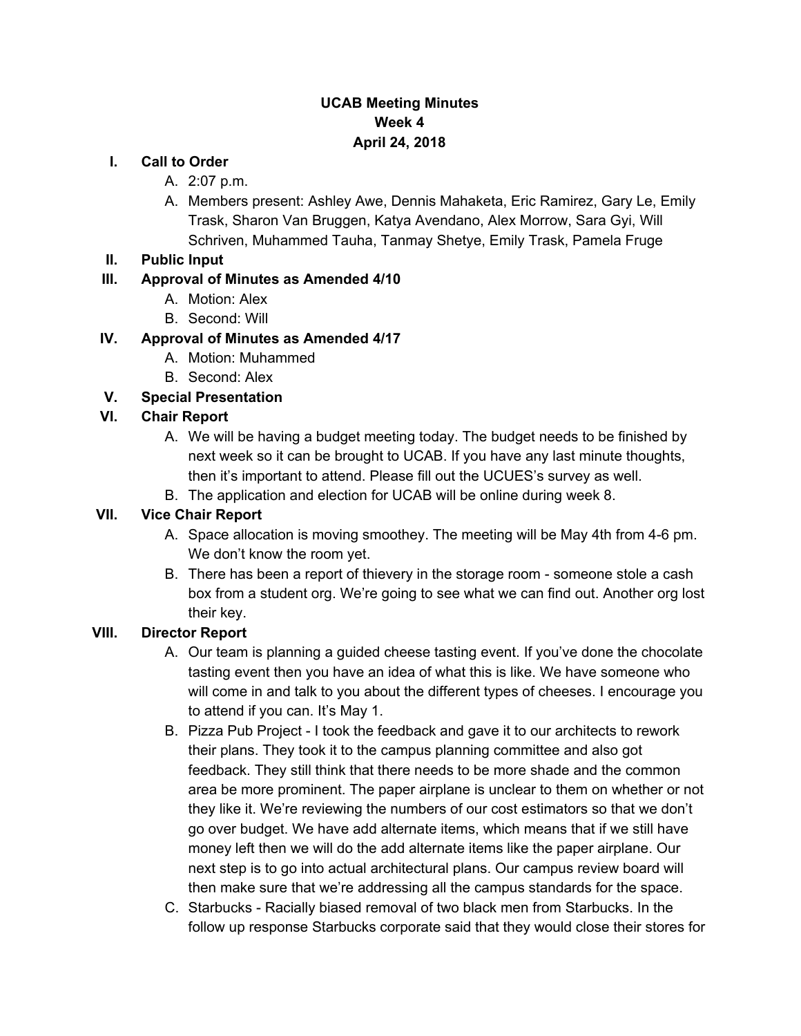**UCAB Meeting Minutes**
**Week 4**
**April 24, 2018**

I. **Call to Order**
   A. 2:07 p.m.
   A. Members present: Ashley Awe, Dennis Mahaketa, Eric Ramirez, Gary Le, Emily Trask, Sharon Van Bruggen, Katya Avendano, Alex Morrow, Sara Gyi, Will Schriven, Muhammed Tauha, Tanmay Shetye, Emily Trask, Pamela Fruge

II. **Public Input**

III. **Approval of Minutes as Amended 4/10**
   A. Motion: Alex
   B. Second: Will

IV. **Approval of Minutes as Amended 4/17**
   A. Motion: Muhammed
   B. Second: Alex

V. **Special Presentation**

VI. **Chair Report**
   A. We will be having a budget meeting today. The budget needs to be finished by next week so it can be brought to UCAB. If you have any last minute thoughts, then it's important to attend. Please fill out the UCUES's survey as well.
   B. The application and election for UCAB will be online during week 8.

VII. **Vice Chair Report**
   A. Space allocation is moving smoothey. The meeting will be May 4th from 4-6 pm. We don't know the room yet.
   B. There has been a report of thievery in the storage room - someone stole a cash box from a student org. We're going to see what we can find out. Another org lost their key.

VIII. **Director Report**
   A. Our team is planning a guided cheese tasting event. If you've done the chocolate tasting event then you have an idea of what this is like. We have someone who will come in and talk to you about the different types of cheeses. I encourage you to attend if you can. It's May 1.
   B. Pizza Pub Project - I took the feedback and gave it to our architects to rework their plans. They took it to the campus planning committee and also got feedback. They still think that there needs to be more shade and the common area be more prominent. The paper airplane is unclear to them on whether or not they like it. We're reviewing the numbers of our cost estimators so that we don't go over budget. We have add alternate items, which means that if we still have money left then we will do the add alternate items like the paper airplane. Our next step is to go into actual architectural plans. Our campus review board will then make sure that we're addressing all the campus standards for the space.
   C. Starbucks - Racially biased removal of two black men from Starbucks. In the follow up response Starbucks corporate said that they would close their stores for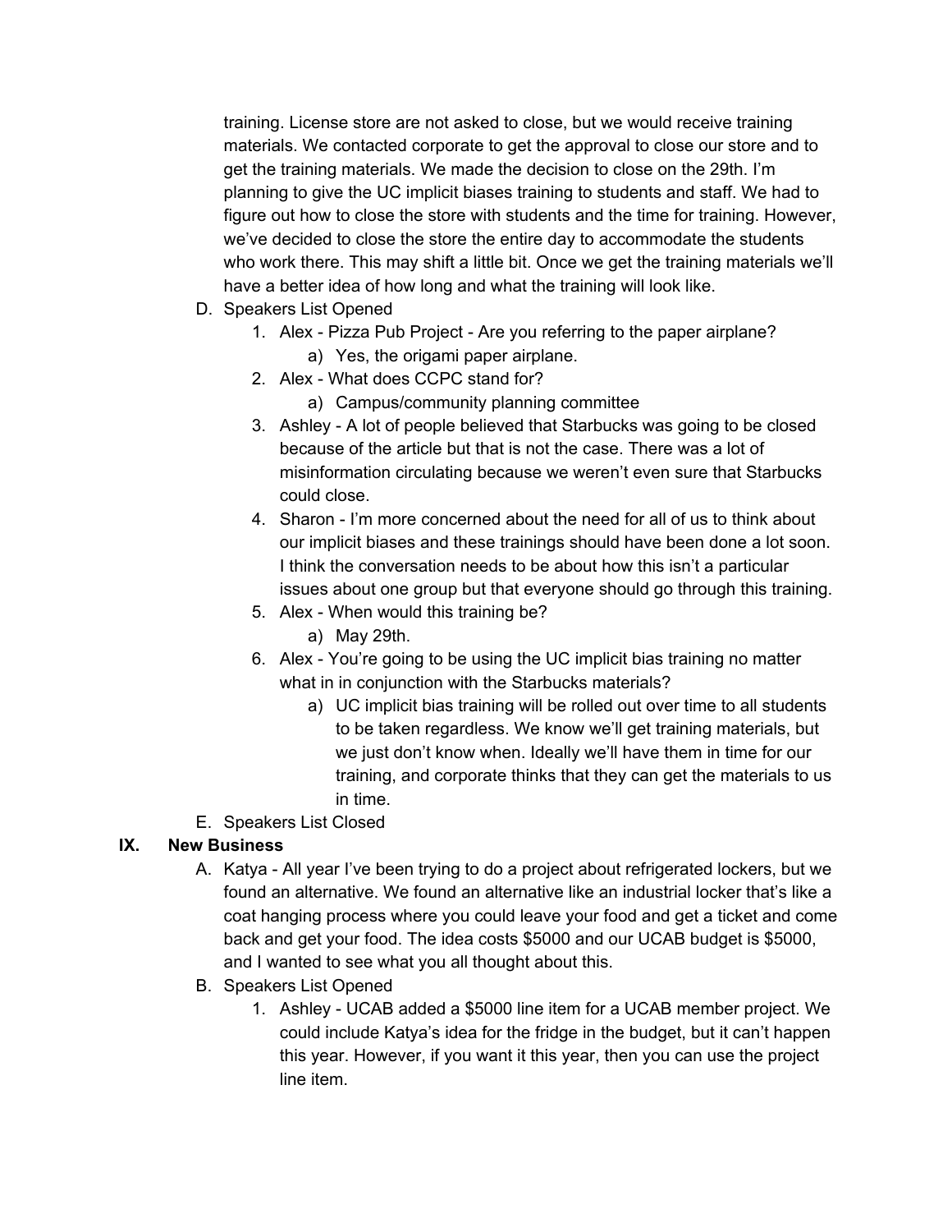training. License store are not asked to close, but we would receive training materials. We contacted corporate to get the approval to close our store and to get the training materials. We made the decision to close on the 29th. I'm planning to give the UC implicit biases training to students and staff. We had to figure out how to close the store with students and the time for training. However, we've decided to close the store the entire day to accommodate the students who work there. This may shift a little bit. Once we get the training materials we'll have a better idea of how long and what the training will look like.

D. Speakers List Opened
   1. Alex - Pizza Pub Project - Are you referring to the paper airplane?
      a) Yes, the origami paper airplane.
   2. Alex - What does CCPC stand for?
      a) Campus/community planning committee
   3. Ashley - A lot of people believed that Starbucks was going to be closed because of the article but that is not the case. There was a lot of misinformation circulating because we weren't even sure that Starbucks could close.
   4. Sharon - I'm more concerned about the need for all of us to think about our implicit biases and these trainings should have been done a lot soon. I think the conversation needs to be about how this isn't a particular issues about one group but that everyone should go through this training.
   5. Alex - When would this training be?
      a) May 29th.
   6. Alex - You're going to be using the UC implicit bias training no matter what in in conjunction with the Starbucks materials?
      a) UC implicit bias training will be rolled out over time to all students to be taken regardless. We know we'll get training materials, but we just don't know when. Ideally we'll have them in time for our training, and corporate thinks that they can get the materials to us in time.

E. Speakers List Closed

## IX. New Business

A. Katya - All year I've been trying to do a project about refrigerated lockers, but we found an alternative. We found an alternative like an industrial locker that's like a coat hanging process where you could leave your food and get a ticket and come back and get your food. The idea costs $5000 and our UCAB budget is $5000, and I wanted to see what you all thought about this.

B. Speakers List Opened
   1. Ashley - UCAB added a $5000 line item for a UCAB member project. We could include Katya's idea for the fridge in the budget, but it can't happen this year. However, if you want it this year, then you can use the project line item.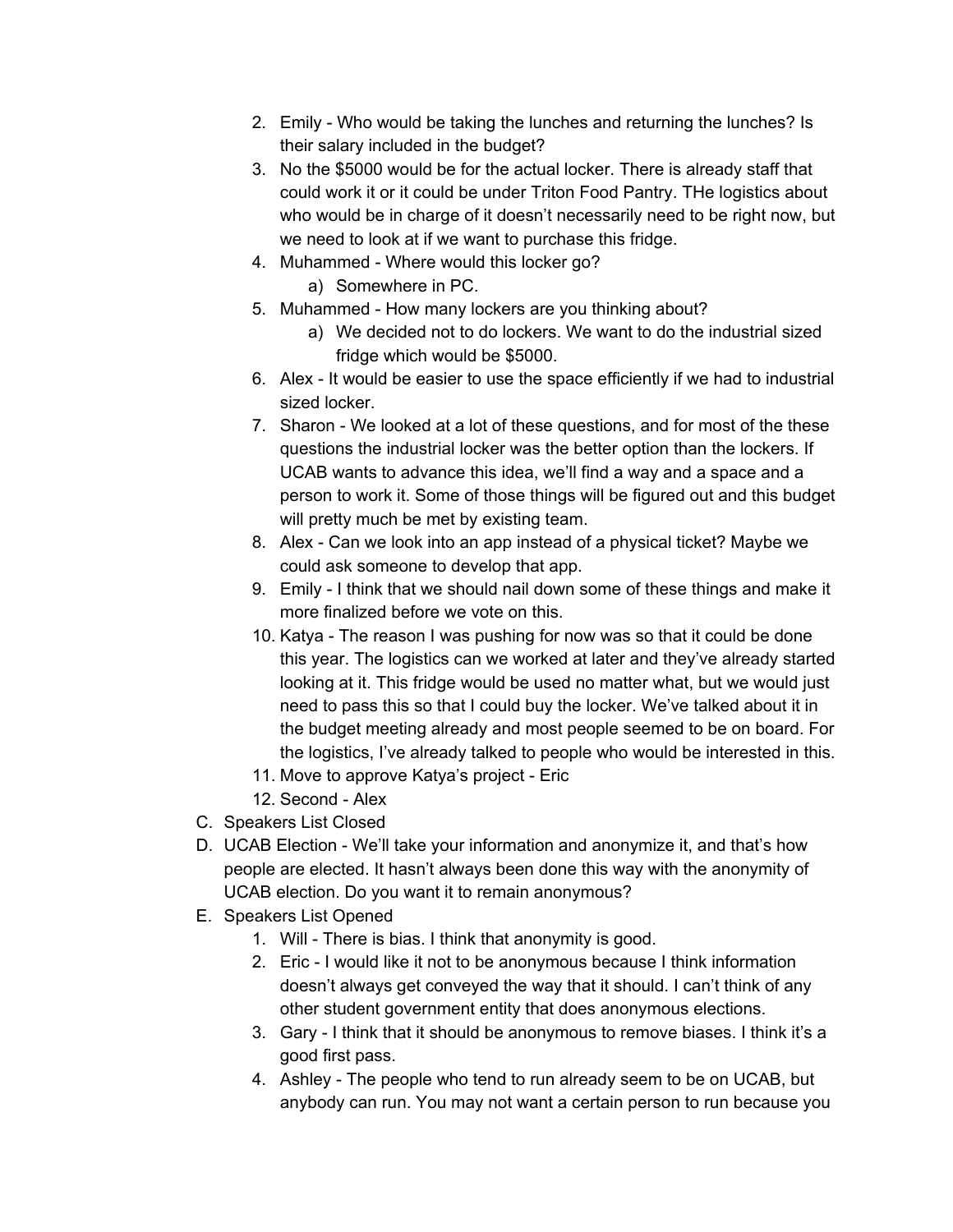2. Emily - Who would be taking the lunches and returning the lunches? Is their salary included in the budget?
3. No the $5000 would be for the actual locker. There is already staff that could work it or it could be under Triton Food Pantry. THe logistics about who would be in charge of it doesn't necessarily need to be right now, but we need to look at if we want to purchase this fridge.
4. Muhammed - Where would this locker go?
   a) Somewhere in PC.
5. Muhammed - How many lockers are you thinking about?
   a) We decided not to do lockers. We want to do the industrial sized fridge which would be $5000.
6. Alex - It would be easier to use the space efficiently if we had to industrial sized locker.
7. Sharon - We looked at a lot of these questions, and for most of the these questions the industrial locker was the better option than the lockers. If UCAB wants to advance this idea, we'll find a way and a space and a person to work it. Some of those things will be figured out and this budget will pretty much be met by existing team.
8. Alex - Can we look into an app instead of a physical ticket? Maybe we could ask someone to develop that app.
9. Emily - I think that we should nail down some of these things and make it more finalized before we vote on this.
10. Katya - The reason I was pushing for now was so that it could be done this year. The logistics can we worked at later and they've already started looking at it. This fridge would be used no matter what, but we would just need to pass this so that I could buy the locker. We've talked about it in the budget meeting already and most people seemed to be on board. For the logistics, I've already talked to people who would be interested in this.
11. Move to approve Katya's project - Eric
12. Second - Alex

C. Speakers List Closed

D. UCAB Election - We'll take your information and anonymize it, and that's how people are elected. It hasn't always been done this way with the anonymity of UCAB election. Do you want it to remain anonymous?

E. Speakers List Opened
   1. Will - There is bias. I think that anonymity is good.
   2. Eric - I would like it not to be anonymous because I think information doesn't always get conveyed the way that it should. I can't think of any other student government entity that does anonymous elections.
   3. Gary - I think that it should be anonymous to remove biases. I think it's a good first pass.
   4. Ashley - The people who tend to run already seem to be on UCAB, but anybody can run. You may not want a certain person to run because you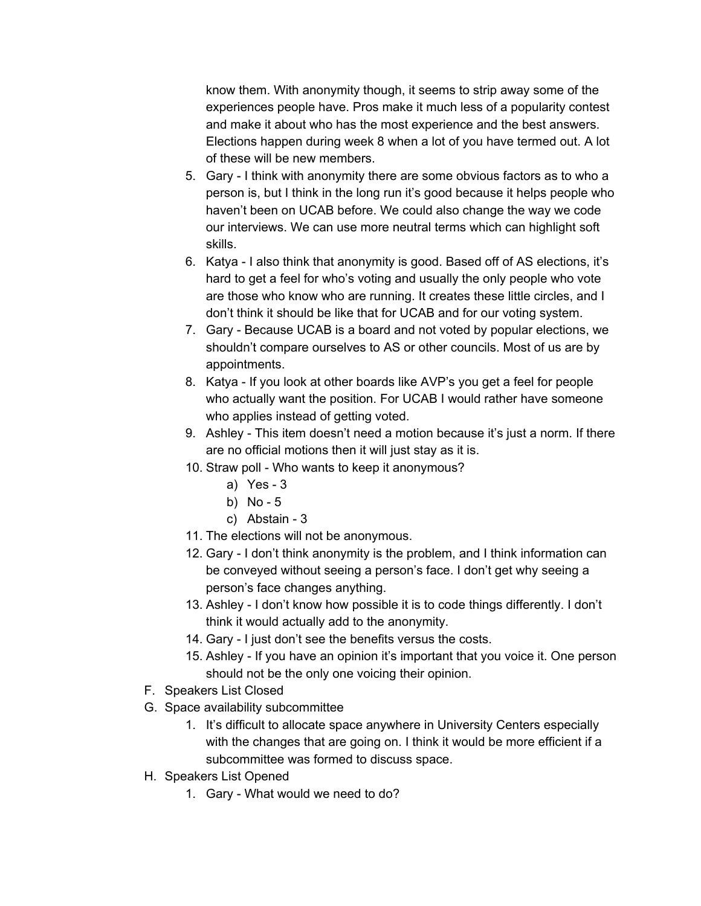know them. With anonymity though, it seems to strip away some of the experiences people have. Pros make it much less of a popularity contest and make it about who has the most experience and the best answers. Elections happen during week 8 when a lot of you have termed out. A lot of these will be new members.

5. Gary - I think with anonymity there are some obvious factors as to who a person is, but I think in the long run it's good because it helps people who haven't been on UCAB before. We could also change the way we code our interviews. We can use more neutral terms which can highlight soft skills.
6. Katya - I also think that anonymity is good. Based off of AS elections, it's hard to get a feel for who's voting and usually the only people who vote are those who know who are running. It creates these little circles, and I don't think it should be like that for UCAB and for our voting system.
7. Gary - Because UCAB is a board and not voted by popular elections, we shouldn't compare ourselves to AS or other councils. Most of us are by appointments.
8. Katya - If you look at other boards like AVP's you get a feel for people who actually want the position. For UCAB I would rather have someone who applies instead of getting voted.
9. Ashley - This item doesn't need a motion because it's just a norm. If there are no official motions then it will just stay as it is.
10. Straw poll - Who wants to keep it anonymous?
    a) Yes - 3
    b) No - 5
    c) Abstain - 3
11. The elections will not be anonymous.
12. Gary - I don't think anonymity is the problem, and I think information can be conveyed without seeing a person's face. I don't get why seeing a person's face changes anything.
13. Ashley - I don't know how possible it is to code things differently. I don't think it would actually add to the anonymity.
14. Gary - I just don't see the benefits versus the costs.
15. Ashley - If you have an opinion it's important that you voice it. One person should not be the only one voicing their opinion.

F. Speakers List Closed

G. Space availability subcommittee
   1. It's difficult to allocate space anywhere in University Centers especially with the changes that are going on. I think it would be more efficient if a subcommittee was formed to discuss space.

H. Speakers List Opened
   1. Gary - What would we need to do?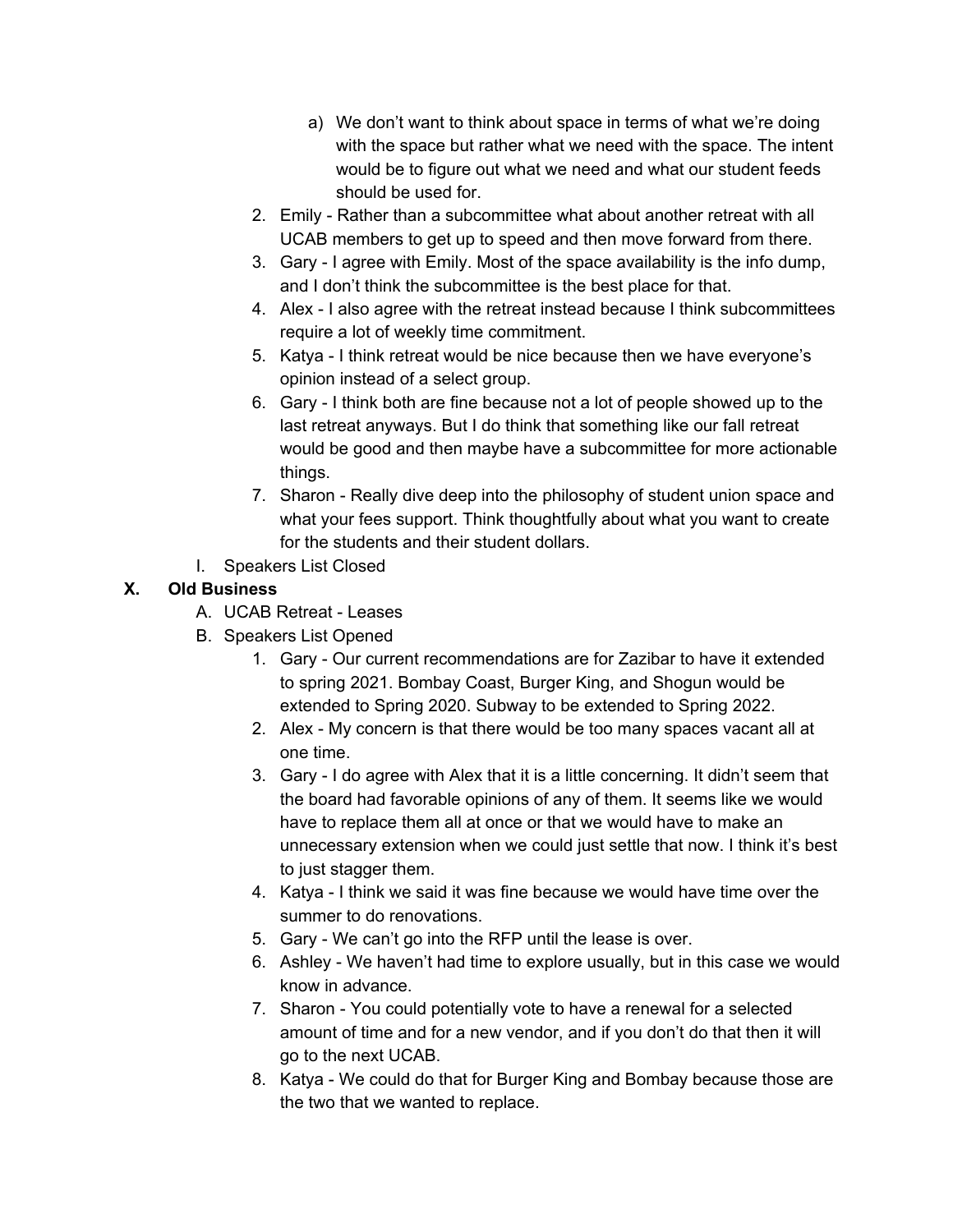a) We don't want to think about space in terms of what we're doing with the space but rather what we need with the space. The intent would be to figure out what we need and what our student feeds should be used for.

2. Emily - Rather than a subcommittee what about another retreat with all UCAB members to get up to speed and then move forward from there.
3. Gary - I agree with Emily. Most of the space availability is the info dump, and I don't think the subcommittee is the best place for that.
4. Alex - I also agree with the retreat instead because I think subcommittees require a lot of weekly time commitment.
5. Katya - I think retreat would be nice because then we have everyone's opinion instead of a select group.
6. Gary - I think both are fine because not a lot of people showed up to the last retreat anyways. But I do think that something like our fall retreat would be good and then maybe have a subcommittee for more actionable things.
7. Sharon - Really dive deep into the philosophy of student union space and what your fees support. Think thoughtfully about what you want to create for the students and their student dollars.

I. Speakers List Closed

## X. Old Business

A. UCAB Retreat - Leases

B. Speakers List Opened

1. Gary - Our current recommendations are for Zazibar to have it extended to spring 2021. Bombay Coast, Burger King, and Shogun would be extended to Spring 2020. Subway to be extended to Spring 2022.
2. Alex - My concern is that there would be too many spaces vacant all at one time.
3. Gary - I do agree with Alex that it is a little concerning. It didn't seem that the board had favorable opinions of any of them. It seems like we would have to replace them all at once or that we would have to make an unnecessary extension when we could just settle that now. I think it's best to just stagger them.
4. Katya - I think we said it was fine because we would have time over the summer to do renovations.
5. Gary - We can't go into the RFP until the lease is over.
6. Ashley - We haven't had time to explore usually, but in this case we would know in advance.
7. Sharon - You could potentially vote to have a renewal for a selected amount of time and for a new vendor, and if you don't do that then it will go to the next UCAB.
8. Katya - We could do that for Burger King and Bombay because those are the two that we wanted to replace.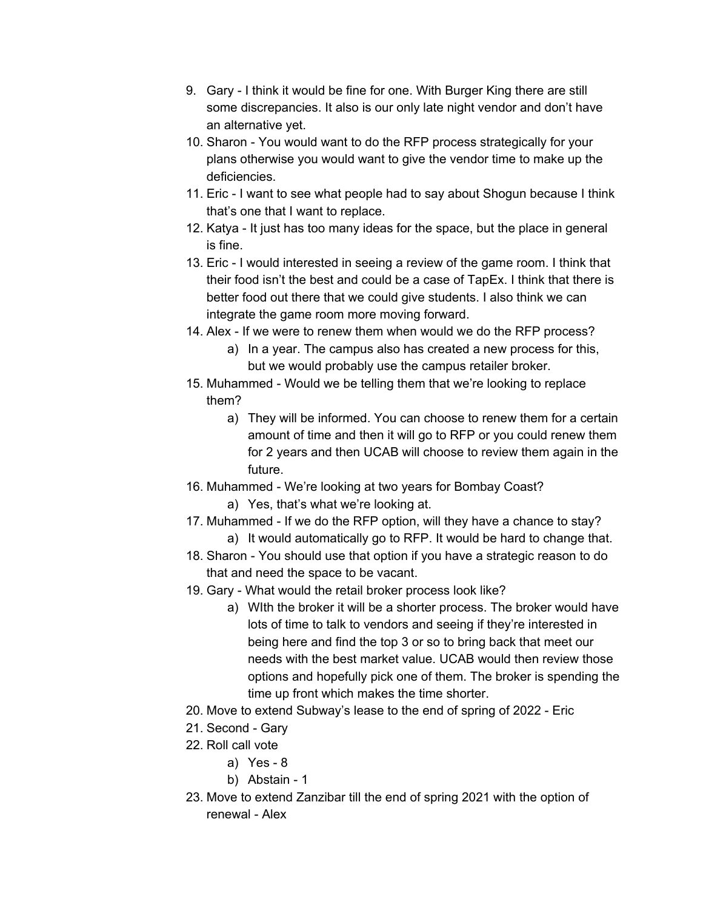9. Gary - I think it would be fine for one. With Burger King there are still some discrepancies. It also is our only late night vendor and don't have an alternative yet.
10. Sharon - You would want to do the RFP process strategically for your plans otherwise you would want to give the vendor time to make up the deficiencies.
11. Eric - I want to see what people had to say about Shogun because I think that's one that I want to replace.
12. Katya - It just has too many ideas for the space, but the place in general is fine.
13. Eric - I would interested in seeing a review of the game room. I think that their food isn't the best and could be a case of TapEx. I think that there is better food out there that we could give students. I also think we can integrate the game room more moving forward.
14. Alex - If we were to renew them when would we do the RFP process?
    a) In a year. The campus also has created a new process for this, but we would probably use the campus retailer broker.
15. Muhammed - Would we be telling them that we're looking to replace them?
    a) They will be informed. You can choose to renew them for a certain amount of time and then it will go to RFP or you could renew them for 2 years and then UCAB will choose to review them again in the future.
16. Muhammed - We're looking at two years for Bombay Coast?
    a) Yes, that's what we're looking at.
17. Muhammed - If we do the RFP option, will they have a chance to stay?
    a) It would automatically go to RFP. It would be hard to change that.
18. Sharon - You should use that option if you have a strategic reason to do that and need the space to be vacant.
19. Gary - What would the retail broker process look like?
    a) WIth the broker it will be a shorter process. The broker would have lots of time to talk to vendors and seeing if they're interested in being here and find the top 3 or so to bring back that meet our needs with the best market value. UCAB would then review those options and hopefully pick one of them. The broker is spending the time up front which makes the time shorter.
20. Move to extend Subway's lease to the end of spring of 2022 - Eric
21. Second - Gary
22. Roll call vote
    a) Yes - 8
    b) Abstain - 1
23. Move to extend Zanzibar till the end of spring 2021 with the option of renewal - Alex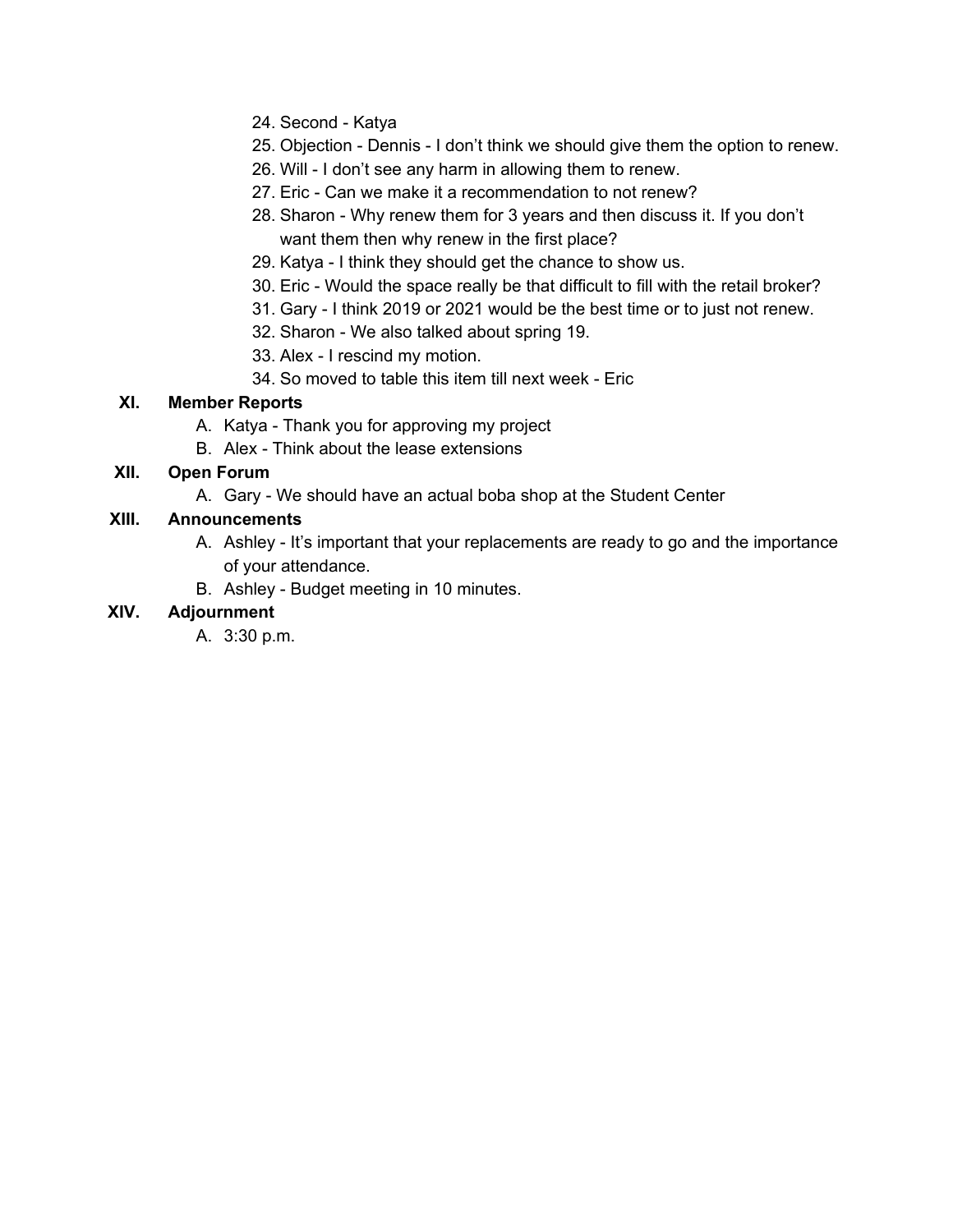24. Second - Katya
25. Objection - Dennis - I don't think we should give them the option to renew.
26. Will - I don't see any harm in allowing them to renew.
27. Eric - Can we make it a recommendation to not renew?
28. Sharon - Why renew them for 3 years and then discuss it. If you don't want them then why renew in the first place?
29. Katya - I think they should get the chance to show us.
30. Eric - Would the space really be that difficult to fill with the retail broker?
31. Gary - I think 2019 or 2021 would be the best time or to just not renew.
32. Sharon - We also talked about spring 19.
33. Alex - I rescind my motion.
34. So moved to table this item till next week - Eric

**XI. Member Reports**

A. Katya - Thank you for approving my project
B. Alex - Think about the lease extensions

**XII. Open Forum**

A. Gary - We should have an actual boba shop at the Student Center

**XIII. Announcements**

A. Ashley - It's important that your replacements are ready to go and the importance of your attendance.
B. Ashley - Budget meeting in 10 minutes.

**XIV. Adjournment**

A. 3:30 p.m.